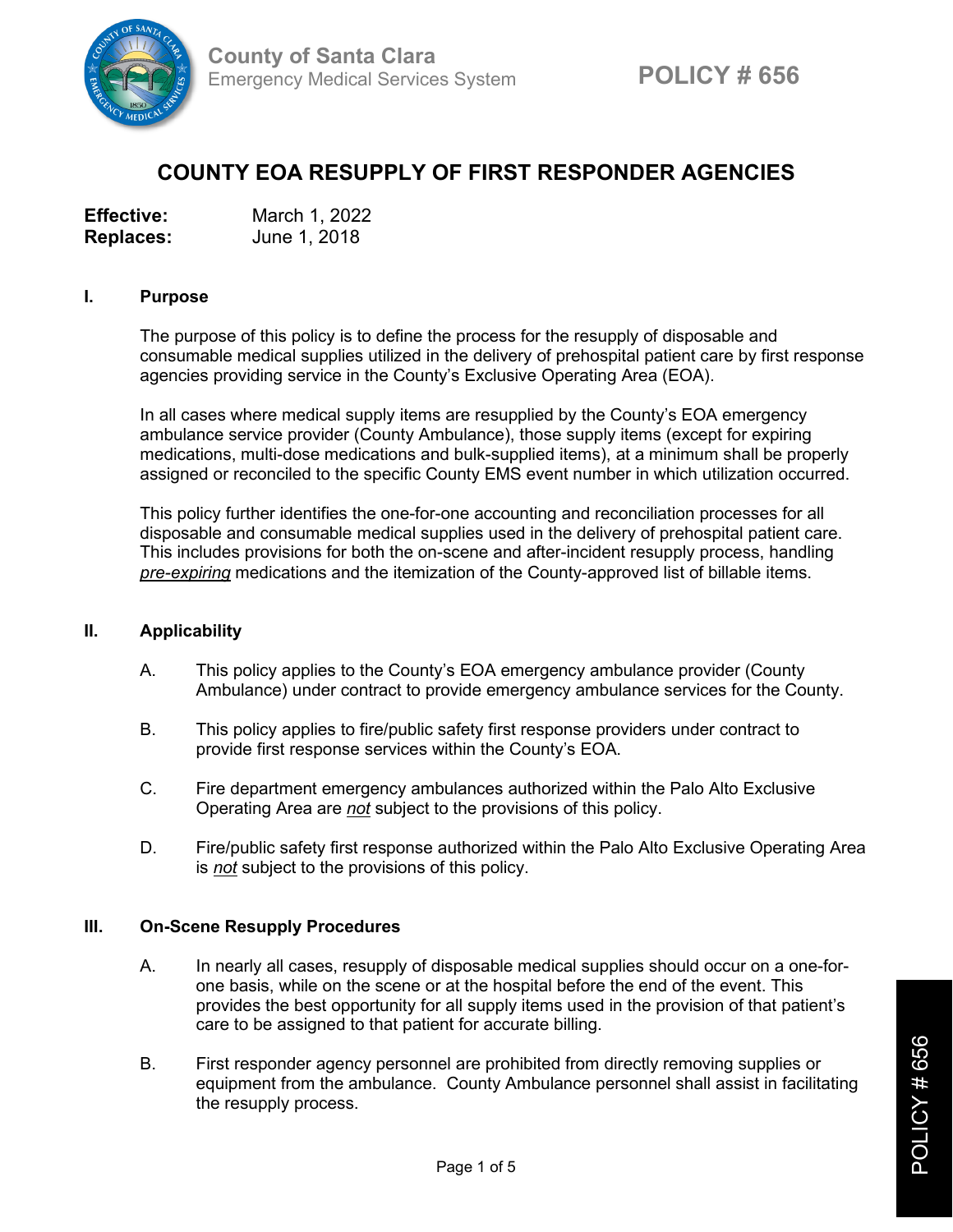County of Santa Clara
Emergency Medical Services System

**POLICY # 656**

# COUNTY EOA RESUPPLY OF FIRST RESPONDER AGENCIES

**Effective:** March 1, 2022
**Replaces:** June 1, 2018

## I. Purpose

The purpose of this policy is to define the process for the resupply of disposable and consumable medical supplies utilized in the delivery of prehospital patient care by first response agencies providing service in the County's Exclusive Operating Area (EOA).

In all cases where medical supply items are resupplied by the County's EOA emergency ambulance service provider (County Ambulance), those supply items (except for expiring medications, multi-dose medications and bulk-supplied items), at a minimum shall be properly assigned or reconciled to the specific County EMS event number in which utilization occurred.

This policy further identifies the one-for-one accounting and reconciliation processes for all disposable and consumable medical supplies used in the delivery of prehospital patient care. This includes provisions for both the on-scene and after-incident resupply process, handling *pre-expiring* medications and the itemization of the County-approved list of billable items.

## II. Applicability

A. This policy applies to the County's EOA emergency ambulance provider (County Ambulance) under contract to provide emergency ambulance services for the County.

B. This policy applies to fire/public safety first response providers under contract to provide first response services within the County's EOA.

C. Fire department emergency ambulances authorized within the Palo Alto Exclusive Operating Area are *not* subject to the provisions of this policy.

D. Fire/public safety first response authorized within the Palo Alto Exclusive Operating Area is *not* subject to the provisions of this policy.

## III. On-Scene Resupply Procedures

A. In nearly all cases, resupply of disposable medical supplies should occur on a one-for-one basis, while on the scene or at the hospital before the end of the event. This provides the best opportunity for all supply items used in the provision of that patient's care to be assigned to that patient for accurate billing.

B. First responder agency personnel are prohibited from directly removing supplies or equipment from the ambulance. County Ambulance personnel shall assist in facilitating the resupply process.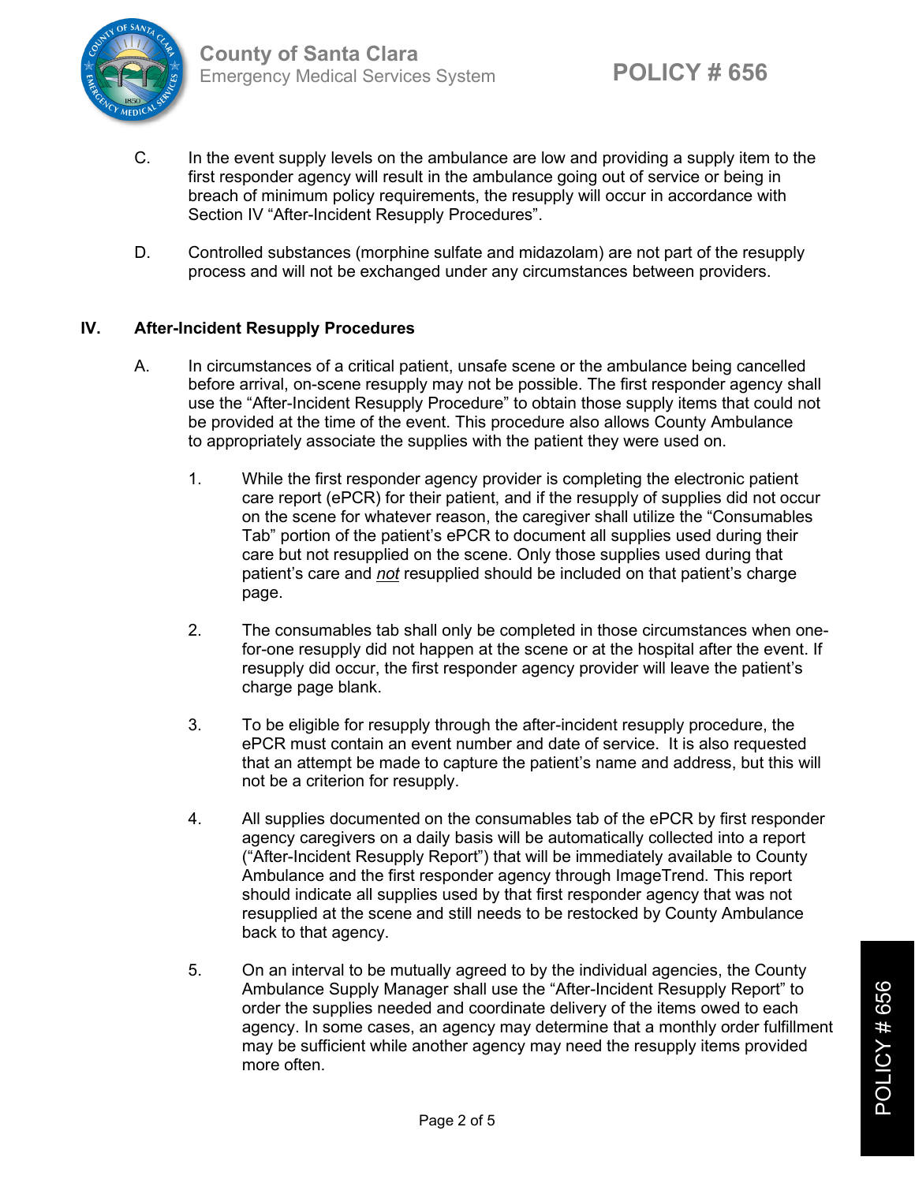C. In the event supply levels on the ambulance are low and providing a supply item to the first responder agency will result in the ambulance going out of service or being in breach of minimum policy requirements, the resupply will occur in accordance with Section IV "After-Incident Resupply Procedures".

D. Controlled substances (morphine sulfate and midazolam) are not part of the resupply process and will not be exchanged under any circumstances between providers.

## IV. After-Incident Resupply Procedures

A. In circumstances of a critical patient, unsafe scene or the ambulance being cancelled before arrival, on-scene resupply may not be possible. The first responder agency shall use the "After-Incident Resupply Procedure" to obtain those supply items that could not be provided at the time of the event. This procedure also allows County Ambulance to appropriately associate the supplies with the patient they were used on.

1. While the first responder agency provider is completing the electronic patient care report (ePCR) for their patient, and if the resupply of supplies did not occur on the scene for whatever reason, the caregiver shall utilize the "Consumables Tab" portion of the patient's ePCR to document all supplies used during their care but not resupplied on the scene. Only those supplies used during that patient's care and *not* resupplied should be included on that patient's charge page.

2. The consumables tab shall only be completed in those circumstances when one-for-one resupply did not happen at the scene or at the hospital after the event. If resupply did occur, the first responder agency provider will leave the patient's charge page blank.

3. To be eligible for resupply through the after-incident resupply procedure, the ePCR must contain an event number and date of service. It is also requested that an attempt be made to capture the patient's name and address, but this will not be a criterion for resupply.

4. All supplies documented on the consumables tab of the ePCR by first responder agency caregivers on a daily basis will be automatically collected into a report ("After-Incident Resupply Report") that will be immediately available to County Ambulance and the first responder agency through ImageTrend. This report should indicate all supplies used by that first responder agency that was not resupplied at the scene and still needs to be restocked by County Ambulance back to that agency.

5. On an interval to be mutually agreed to by the individual agencies, the County Ambulance Supply Manager shall use the "After-Incident Resupply Report" to order the supplies needed and coordinate delivery of the items owed to each agency. In some cases, an agency may determine that a monthly order fulfillment may be sufficient while another agency may need the resupply items provided more often.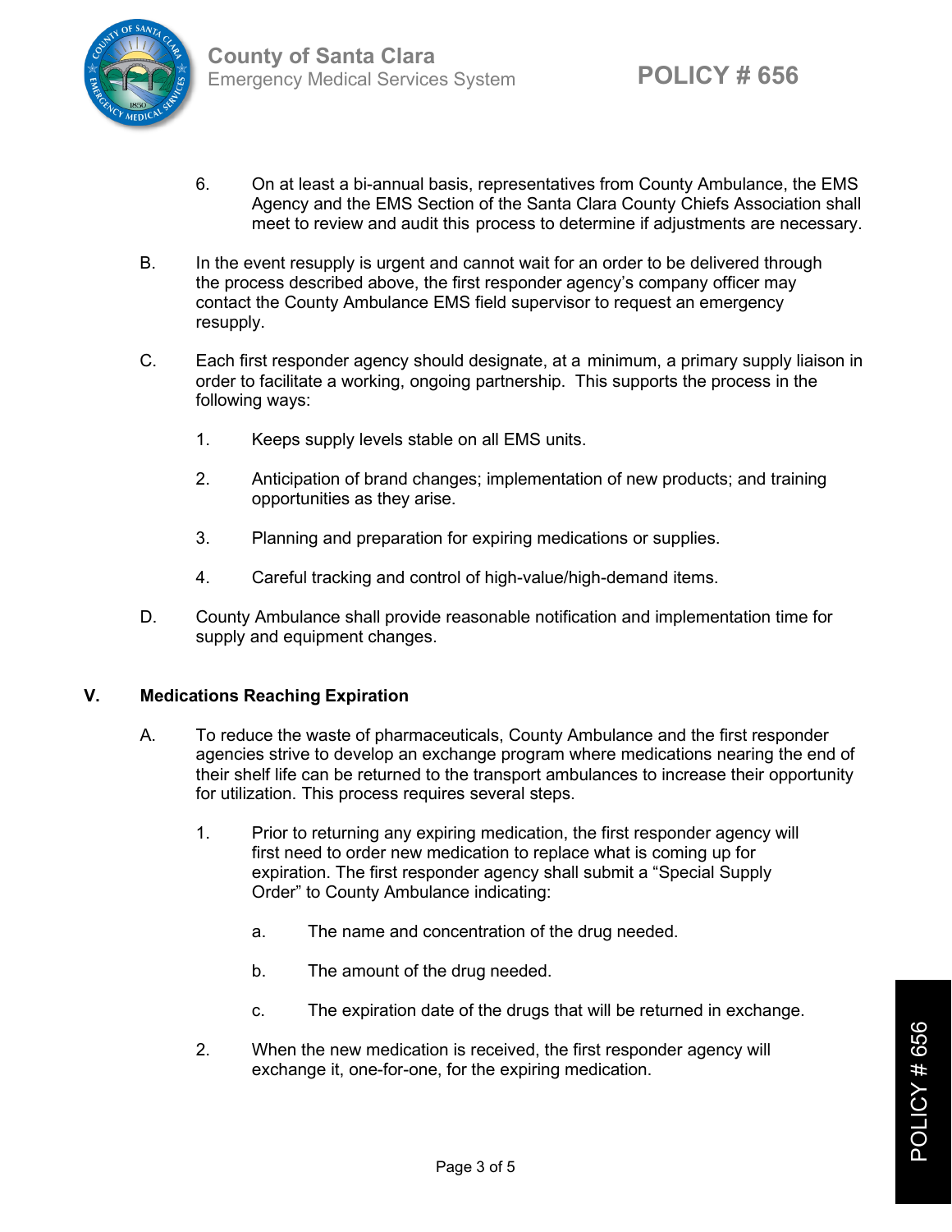6. On at least a bi-annual basis, representatives from County Ambulance, the EMS Agency and the EMS Section of the Santa Clara County Chiefs Association shall meet to review and audit this process to determine if adjustments are necessary.

B. In the event resupply is urgent and cannot wait for an order to be delivered through the process described above, the first responder agency's company officer may contact the County Ambulance EMS field supervisor to request an emergency resupply.

C. Each first responder agency should designate, at a minimum, a primary supply liaison in order to facilitate a working, ongoing partnership. This supports the process in the following ways:

   1. Keeps supply levels stable on all EMS units.

   2. Anticipation of brand changes; implementation of new products; and training opportunities as they arise.

   3. Planning and preparation for expiring medications or supplies.

   4. Careful tracking and control of high-value/high-demand items.

D. County Ambulance shall provide reasonable notification and implementation time for supply and equipment changes.

## V. Medications Reaching Expiration

A. To reduce the waste of pharmaceuticals, County Ambulance and the first responder agencies strive to develop an exchange program where medications nearing the end of their shelf life can be returned to the transport ambulances to increase their opportunity for utilization. This process requires several steps.

   1. Prior to returning any expiring medication, the first responder agency will first need to order new medication to replace what is coming up for expiration. The first responder agency shall submit a "Special Supply Order" to County Ambulance indicating:

      a. The name and concentration of the drug needed.

      b. The amount of the drug needed.

      c. The expiration date of the drugs that will be returned in exchange.

   2. When the new medication is received, the first responder agency will exchange it, one-for-one, for the expiring medication.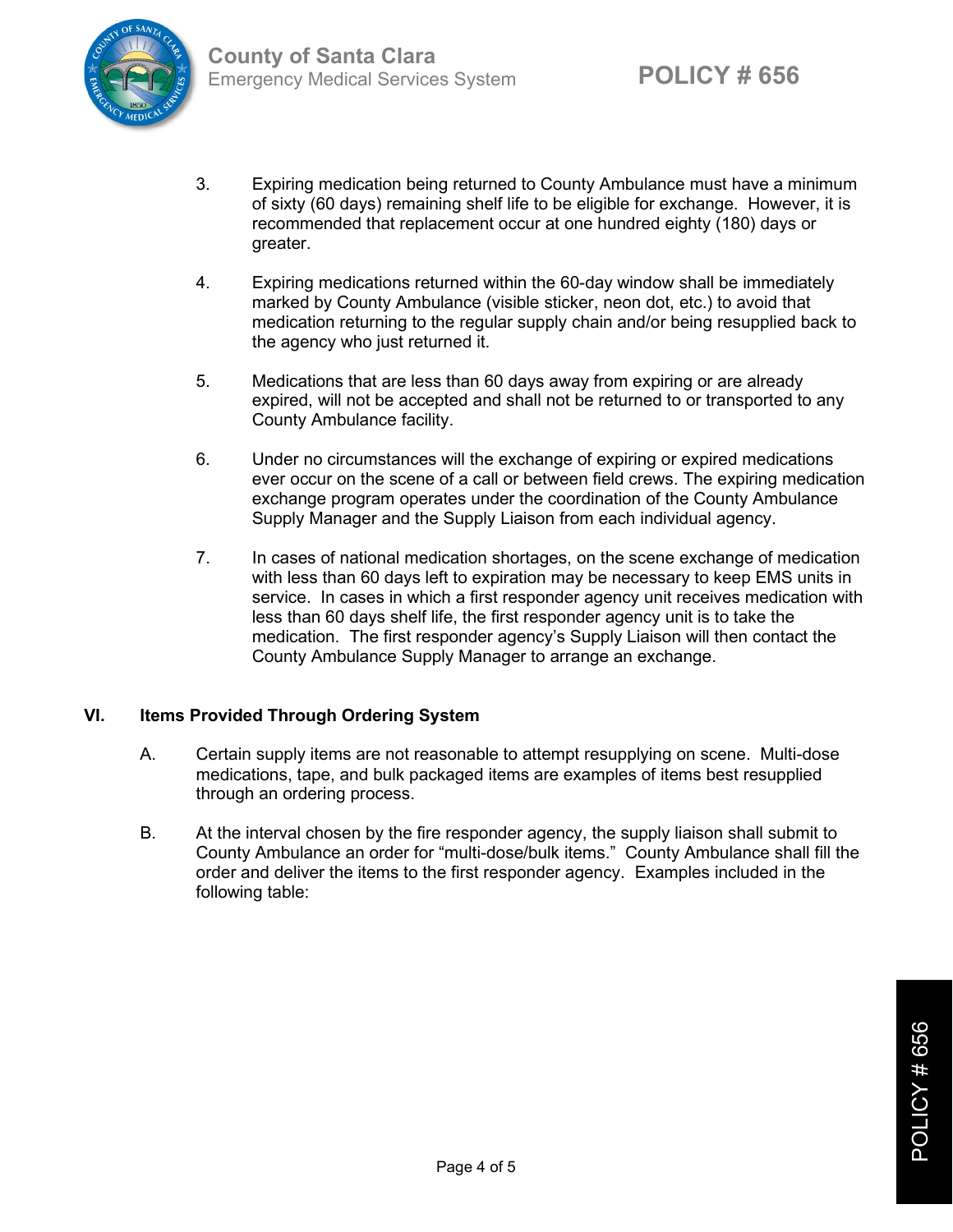3. Expiring medication being returned to County Ambulance must have a minimum of sixty (60 days) remaining shelf life to be eligible for exchange. However, it is recommended that replacement occur at one hundred eighty (180) days or greater.

4. Expiring medications returned within the 60-day window shall be immediately marked by County Ambulance (visible sticker, neon dot, etc.) to avoid that medication returning to the regular supply chain and/or being resupplied back to the agency who just returned it.

5. Medications that are less than 60 days away from expiring or are already expired, will not be accepted and shall not be returned to or transported to any County Ambulance facility.

6. Under no circumstances will the exchange of expiring or expired medications ever occur on the scene of a call or between field crews. The expiring medication exchange program operates under the coordination of the County Ambulance Supply Manager and the Supply Liaison from each individual agency.

7. In cases of national medication shortages, on the scene exchange of medication with less than 60 days left to expiration may be necessary to keep EMS units in service. In cases in which a first responder agency unit receives medication with less than 60 days shelf life, the first responder agency unit is to take the medication. The first responder agency's Supply Liaison will then contact the County Ambulance Supply Manager to arrange an exchange.

## VI. Items Provided Through Ordering System

A. Certain supply items are not reasonable to attempt resupplying on scene. Multi-dose medications, tape, and bulk packaged items are examples of items best resupplied through an ordering process.

B. At the interval chosen by the fire responder agency, the supply liaison shall submit to County Ambulance an order for "multi-dose/bulk items." County Ambulance shall fill the order and deliver the items to the first responder agency. Examples included in the following table: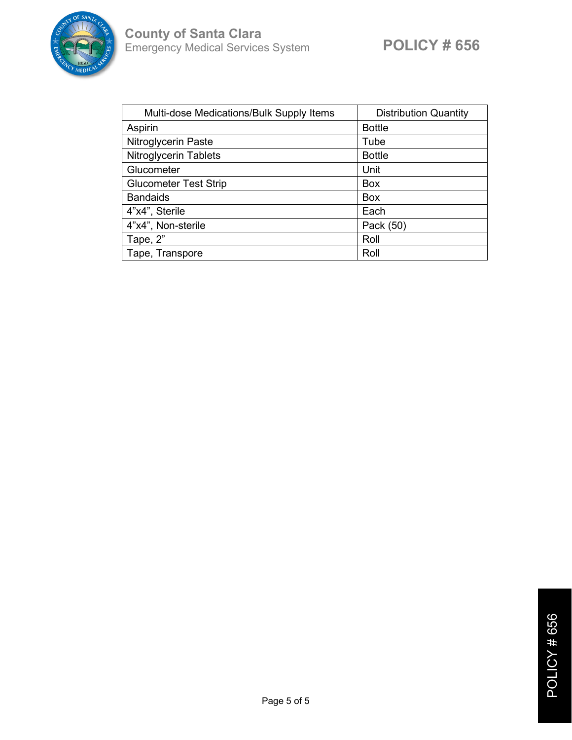| Multi-dose Medications/Bulk Supply Items | Distribution Quantity |
|---|---|
| Aspirin | Bottle |
| Nitroglycerin Paste | Tube |
| Nitroglycerin Tablets | Bottle |
| Glucometer | Unit |
| Glucometer Test Strip | Box |
| Bandaids | Box |
| 4”x4”, Sterile | Each |
| 4”x4”, Non-sterile | Pack (50) |
| Tape, 2” | Roll |
| Tape, Transpore | Roll |